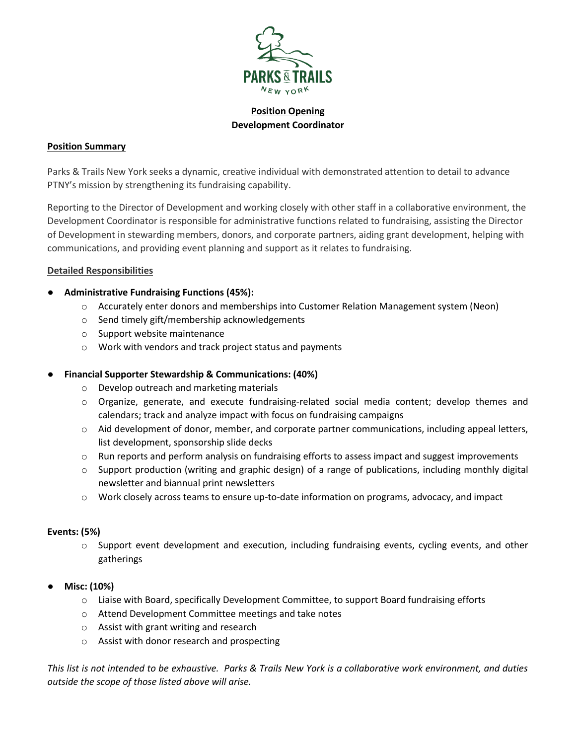PARKS & TRAILS NEW YORK

**Position Opening**
**Development Coordinator**

## Position Summary

Parks & Trails New York seeks a dynamic, creative individual with demonstrated attention to detail to advance PTNY's mission by strengthening its fundraising capability.

Reporting to the Director of Development and working closely with other staff in a collaborative environment, the Development Coordinator is responsible for administrative functions related to fundraising, assisting the Director of Development in stewarding members, donors, and corporate partners, aiding grant development, helping with communications, and providing event planning and support as it relates to fundraising.

## Detailed Responsibilities

- **Administrative Fundraising Functions (45%):**
  - Accurately enter donors and memberships into Customer Relation Management system (Neon)
  - Send timely gift/membership acknowledgements
  - Support website maintenance
  - Work with vendors and track project status and payments

- **Financial Supporter Stewardship & Communications: (40%)**
  - Develop outreach and marketing materials
  - Organize, generate, and execute fundraising-related social media content; develop themes and calendars; track and analyze impact with focus on fundraising campaigns
  - Aid development of donor, member, and corporate partner communications, including appeal letters, list development, sponsorship slide decks
  - Run reports and perform analysis on fundraising efforts to assess impact and suggest improvements
  - Support production (writing and graphic design) of a range of publications, including monthly digital newsletter and biannual print newsletters
  - Work closely across teams to ensure up-to-date information on programs, advocacy, and impact

**Events: (5%)**

- Support event development and execution, including fundraising events, cycling events, and other gatherings

- **Misc: (10%)**
  - Liaise with Board, specifically Development Committee, to support Board fundraising efforts
  - Attend Development Committee meetings and take notes
  - Assist with grant writing and research
  - Assist with donor research and prospecting

*This list is not intended to be exhaustive. Parks & Trails New York is a collaborative work environment, and duties outside the scope of those listed above will arise.*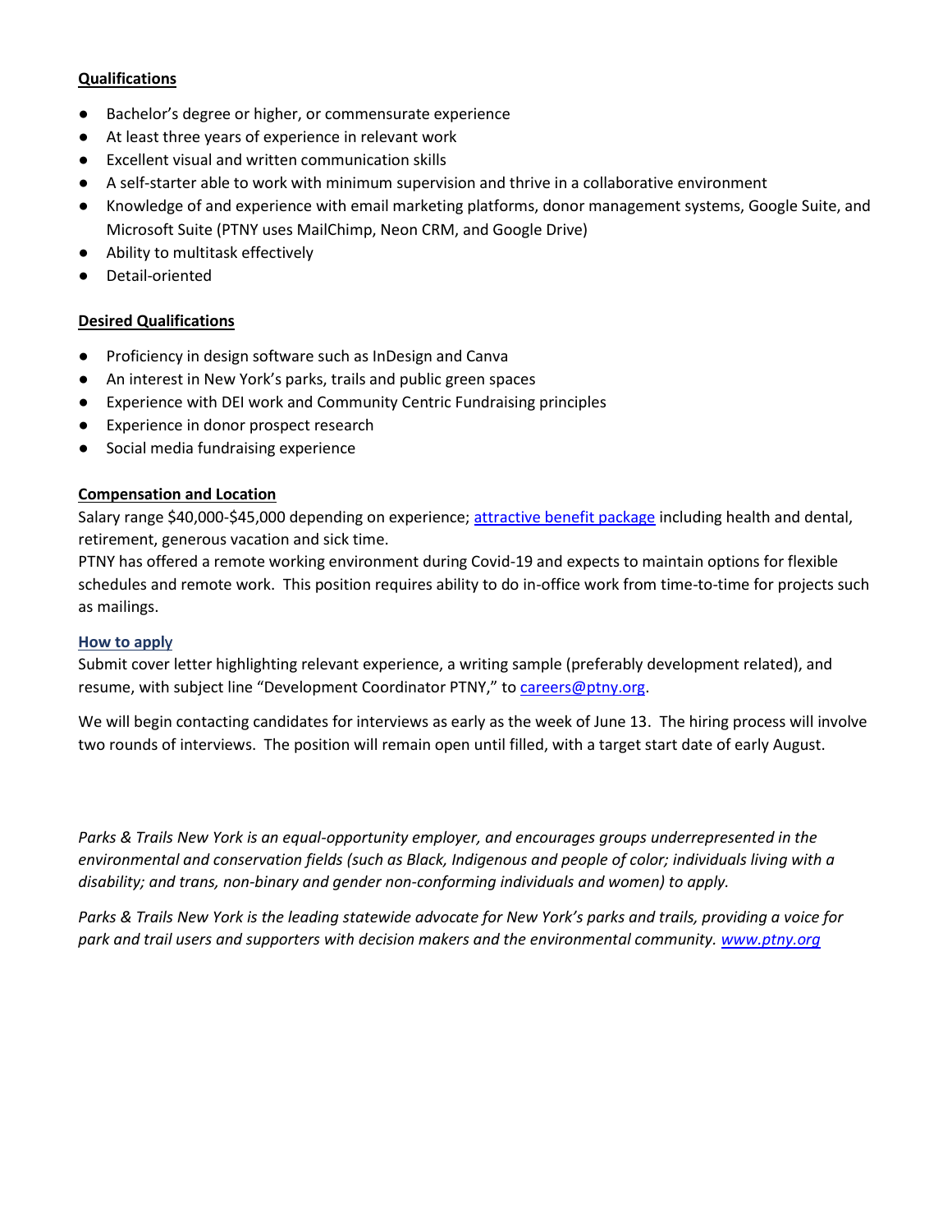**Qualifications**

- Bachelor's degree or higher, or commensurate experience
- At least three years of experience in relevant work
- Excellent visual and written communication skills
- A self-starter able to work with minimum supervision and thrive in a collaborative environment
- Knowledge of and experience with email marketing platforms, donor management systems, Google Suite, and Microsoft Suite (PTNY uses MailChimp, Neon CRM, and Google Drive)
- Ability to multitask effectively
- Detail-oriented

**Desired Qualifications**

- Proficiency in design software such as InDesign and Canva
- An interest in New York's parks, trails and public green spaces
- Experience with DEI work and Community Centric Fundraising principles
- Experience in donor prospect research
- Social media fundraising experience

**Compensation and Location**

Salary range $40,000-$45,000 depending on experience; attractive benefit package including health and dental, retirement, generous vacation and sick time.
PTNY has offered a remote working environment during Covid-19 and expects to maintain options for flexible schedules and remote work. This position requires ability to do in-office work from time-to-time for projects such as mailings.

**How to apply**

Submit cover letter highlighting relevant experience, a writing sample (preferably development related), and resume, with subject line "Development Coordinator PTNY," to careers@ptny.org.

We will begin contacting candidates for interviews as early as the week of June 13. The hiring process will involve two rounds of interviews. The position will remain open until filled, with a target start date of early August.

*Parks & Trails New York is an equal-opportunity employer, and encourages groups underrepresented in the environmental and conservation fields (such as Black, Indigenous and people of color; individuals living with a disability; and trans, non-binary and gender non-conforming individuals and women) to apply.*

*Parks & Trails New York is the leading statewide advocate for New York's parks and trails, providing a voice for park and trail users and supporters with decision makers and the environmental community. www.ptny.org*